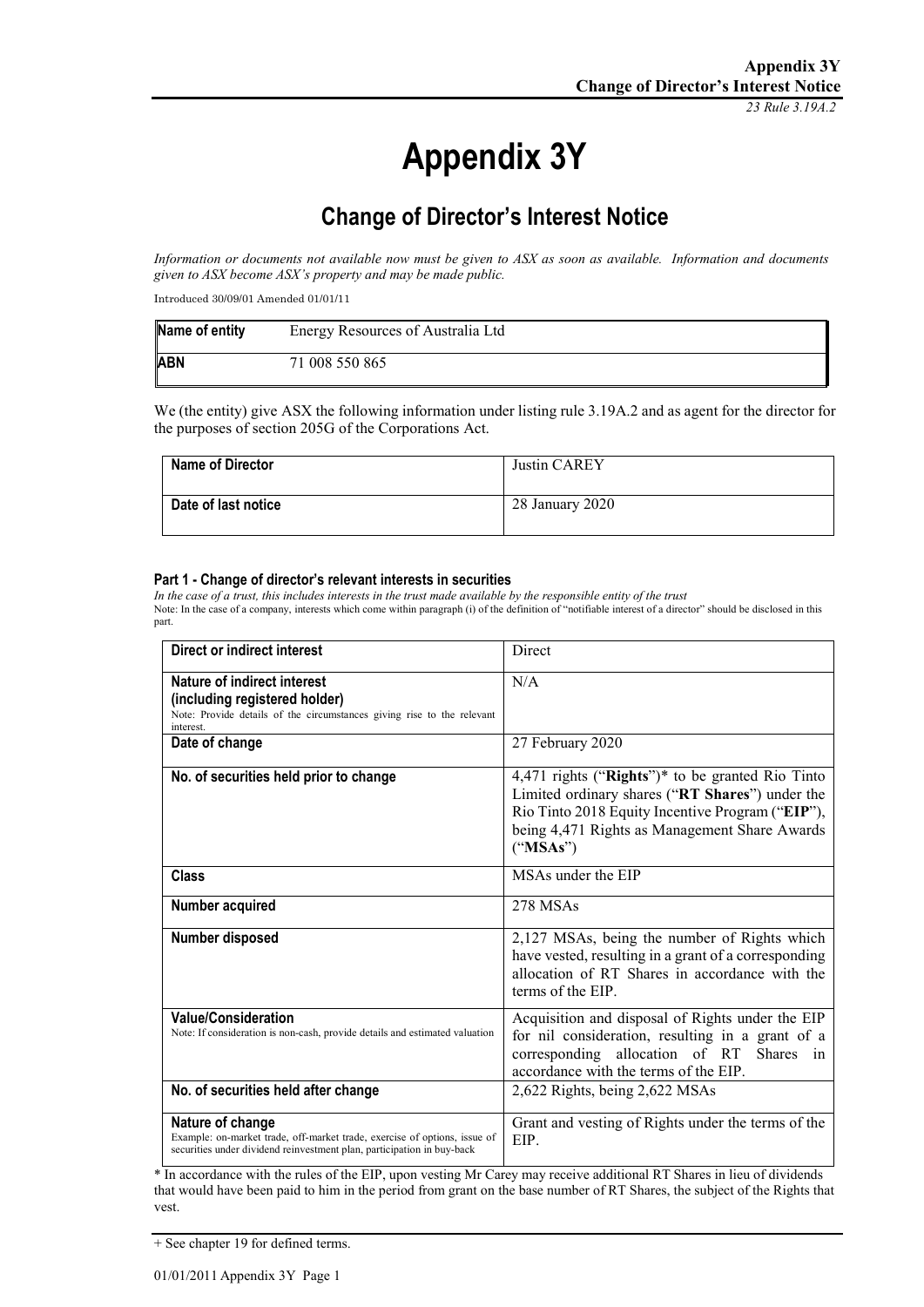# Appendix 3Y

## Change of Director's Interest Notice

*Information or documents not available now must be given to ASX as soon as available. Information and documents given to ASX become ASX's property and may be made public.*

Introduced 30/09/01 Amended 01/01/11

| **Name of entity** | Energy Resources of Australia Ltd |
|---|---|
| **ABN** | 71 008 550 865 |

We (the entity) give ASX the following information under listing rule 3.19A.2 and as agent for the director for the purposes of section 205G of the Corporations Act.

| **Name of Director** | Justin CAREY |
|---|---|
| **Date of last notice** | 28 January 2020 |

#### Part 1 - Change of director's relevant interests in securities

*In the case of a trust, this includes interests in the trust made available by the responsible entity of the trust*

Note: In the case of a company, interests which come within paragraph (i) of the definition of "notifiable interest of a director" should be disclosed in this part.

| **Direct or indirect interest** | Direct |
|---|---|
| **Nature of indirect interest (including registered holder)** Note: Provide details of the circumstances giving rise to the relevant interest. | N/A |
| **Date of change** | 27 February 2020 |
| **No. of securities held prior to change** | 4,471 rights ("**Rights**")* to be granted Rio Tinto Limited ordinary shares ("**RT Shares**") under the Rio Tinto 2018 Equity Incentive Program ("**EIP**"), being 4,471 Rights as Management Share Awards ("**MSAs**") |
| **Class** | MSAs under the EIP |
| **Number acquired** | 278 MSAs |
| **Number disposed** | 2,127 MSAs, being the number of Rights which have vested, resulting in a grant of a corresponding allocation of RT Shares in accordance with the terms of the EIP. |
| **Value/Consideration** Note: If consideration is non-cash, provide details and estimated valuation | Acquisition and disposal of Rights under the EIP for nil consideration, resulting in a grant of a corresponding allocation of RT Shares in accordance with the terms of the EIP. |
| **No. of securities held after change** | 2,622 Rights, being 2,622 MSAs |
| **Nature of change** Example: on-market trade, off-market trade, exercise of options, issue of securities under dividend reinvestment plan, participation in buy-back | Grant and vesting of Rights under the terms of the EIP. |

* In accordance with the rules of the EIP, upon vesting Mr Carey may receive additional RT Shares in lieu of dividends that would have been paid to him in the period from grant on the base number of RT Shares, the subject of the Rights that vest.

+ See chapter 19 for defined terms.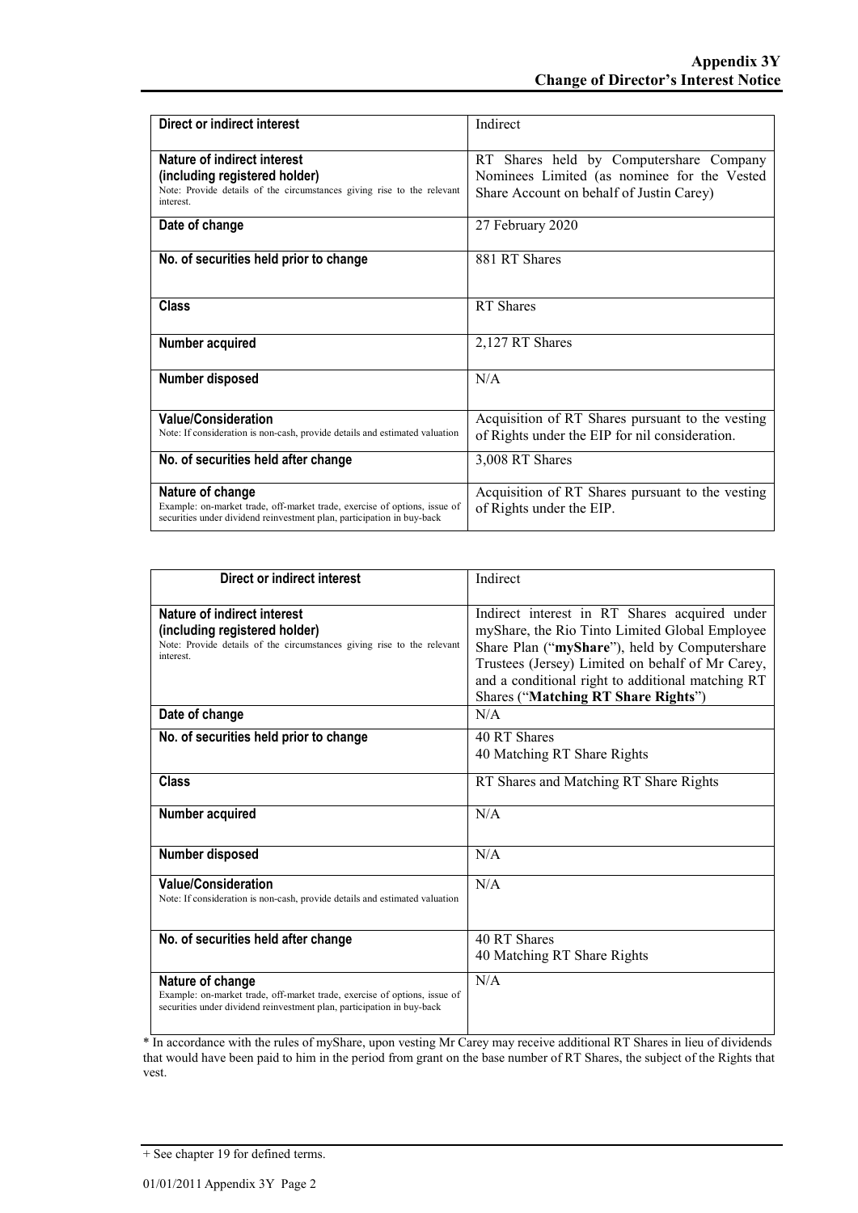| Direct or indirect interest | Indirect |
|---|---|
| **Nature of indirect interest (including registered holder)** Note: Provide details of the circumstances giving rise to the relevant interest. | RT Shares held by Computershare Company Nominees Limited (as nominee for the Vested Share Account on behalf of Justin Carey) |
| **Date of change** | 27 February 2020 |
| **No. of securities held prior to change** | 881 RT Shares |
| **Class** | RT Shares |
| **Number acquired** | 2,127 RT Shares |
| **Number disposed** | N/A |
| **Value/Consideration** Note: If consideration is non-cash, provide details and estimated valuation | Acquisition of RT Shares pursuant to the vesting of Rights under the EIP for nil consideration. |
| **No. of securities held after change** | 3,008 RT Shares |
| **Nature of change** Example: on-market trade, off-market trade, exercise of options, issue of securities under dividend reinvestment plan, participation in buy-back | Acquisition of RT Shares pursuant to the vesting of Rights under the EIP. |

| Direct or indirect interest | Indirect |
|---|---|
| **Nature of indirect interest (including registered holder)** Note: Provide details of the circumstances giving rise to the relevant interest. | Indirect interest in RT Shares acquired under myShare, the Rio Tinto Limited Global Employee Share Plan ("**myShare**"), held by Computershare Trustees (Jersey) Limited on behalf of Mr Carey, and a conditional right to additional matching RT Shares ("**Matching RT Share Rights**") |
| **Date of change** | N/A |
| **No. of securities held prior to change** | 40 RT Shares<br>40 Matching RT Share Rights |
| **Class** | RT Shares and Matching RT Share Rights |
| **Number acquired** | N/A |
| **Number disposed** | N/A |
| **Value/Consideration** Note: If consideration is non-cash, provide details and estimated valuation | N/A |
| **No. of securities held after change** | 40 RT Shares<br>40 Matching RT Share Rights |
| **Nature of change** Example: on-market trade, off-market trade, exercise of options, issue of securities under dividend reinvestment plan, participation in buy-back | N/A |

* In accordance with the rules of myShare, upon vesting Mr Carey may receive additional RT Shares in lieu of dividends that would have been paid to him in the period from grant on the base number of RT Shares, the subject of the Rights that vest.

+ See chapter 19 for defined terms.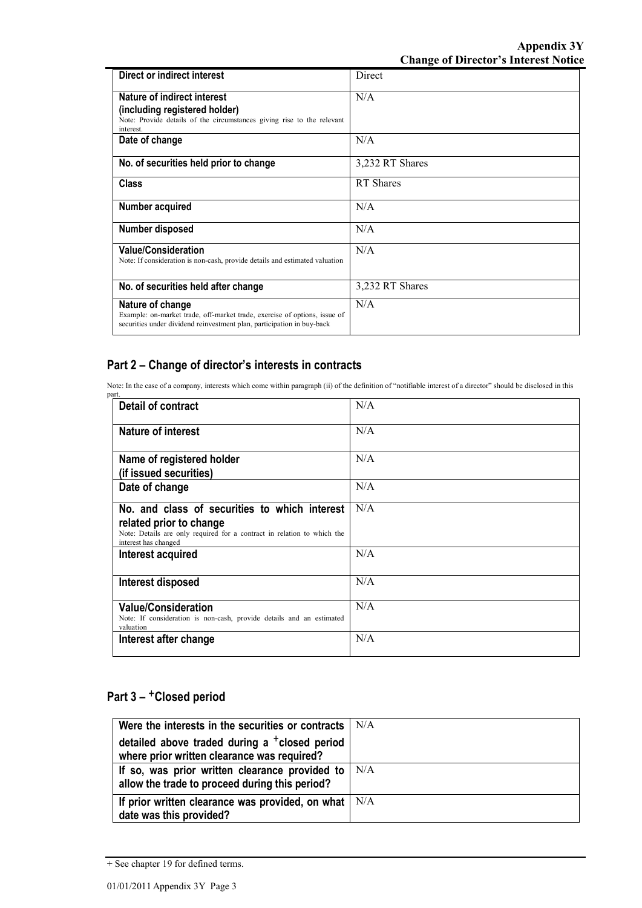| | |
|---|---|
| **Direct or indirect interest** | Direct |
| **Nature of indirect interest (including registered holder)** Note: Provide details of the circumstances giving rise to the relevant interest. | N/A |
| **Date of change** | N/A |
| **No. of securities held prior to change** | 3,232 RT Shares |
| **Class** | RT Shares |
| **Number acquired** | N/A |
| **Number disposed** | N/A |
| **Value/Consideration** Note: If consideration is non-cash, provide details and estimated valuation | N/A |
| **No. of securities held after change** | 3,232 RT Shares |
| **Nature of change** Example: on-market trade, off-market trade, exercise of options, issue of securities under dividend reinvestment plan, participation in buy-back | N/A |

## Part 2 – Change of director's interests in contracts

Note: In the case of a company, interests which come within paragraph (ii) of the definition of "notifiable interest of a director" should be disclosed in this part.

| | |
|---|---|
| **Detail of contract** | N/A |
| **Nature of interest** | N/A |
| **Name of registered holder (if issued securities)** | N/A |
| **Date of change** | N/A |
| **No. and class of securities to which interest related prior to change** Note: Details are only required for a contract in relation to which the interest has changed | N/A |
| **Interest acquired** | N/A |
| **Interest disposed** | N/A |
| **Value/Consideration** Note: If consideration is non-cash, provide details and an estimated valuation | N/A |
| **Interest after change** | N/A |

## Part 3 – +Closed period

| | |
|---|---|
| **Were the interests in the securities or contracts detailed above traded during a +closed period where prior written clearance was required?** | N/A |
| **If so, was prior written clearance provided to allow the trade to proceed during this period?** | N/A |
| **If prior written clearance was provided, on what date was this provided?** | N/A |

+ See chapter 19 for defined terms.